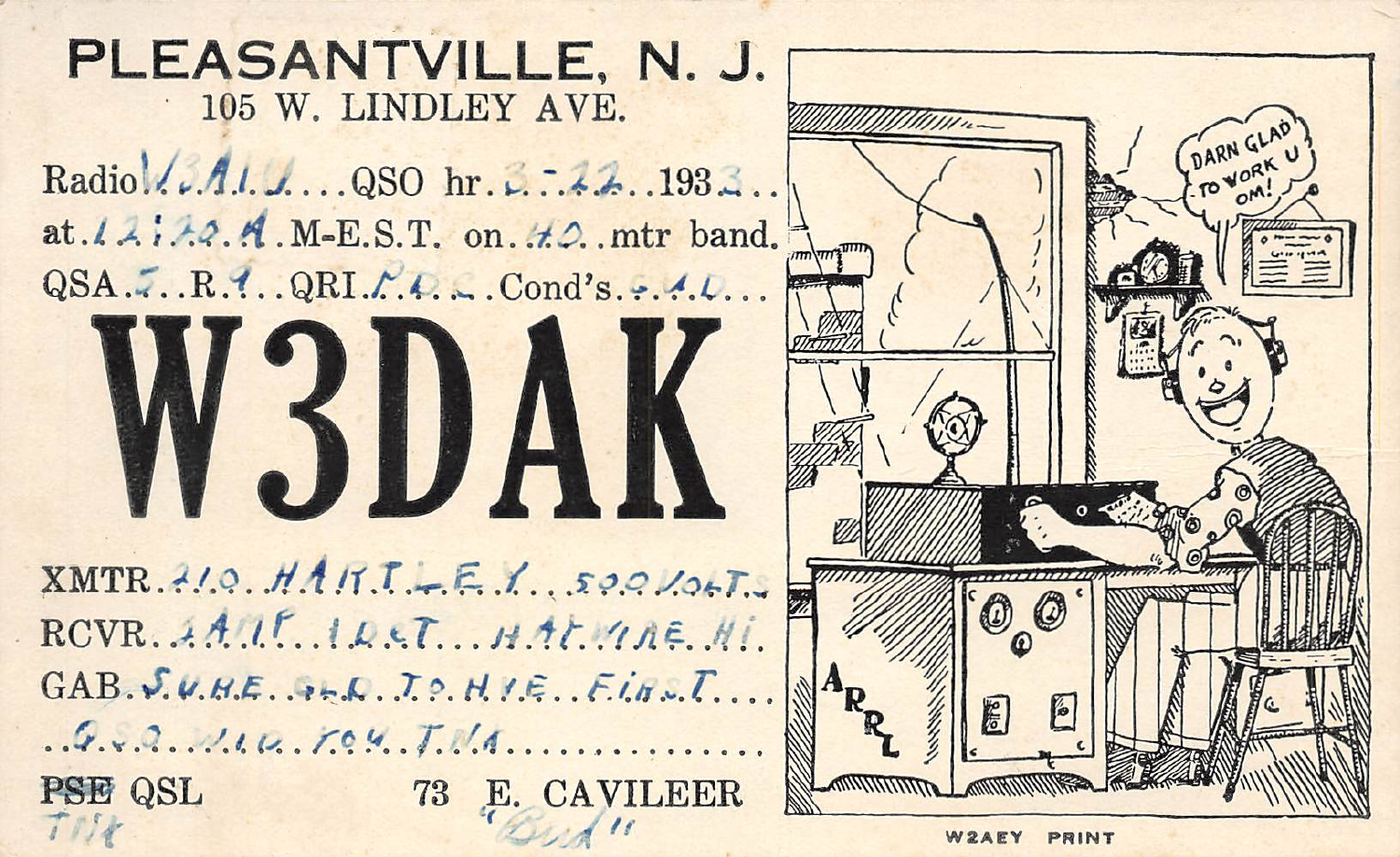# PLEASANTVILLE, N. J.

105 W. LINDLEY AVE.

Radio W3AIU ....QSO hr. 3-22 ..1933..
at 12:20 A .M-E.S.T. on 40 ..mtr band.
QSA 5 .. R 9 .. QRI PDC .. Cond's GAD ...

# W3DAK

XMTR 210 HARTLEY ... 500 VOLTS
RCVR 2 AMP 1 DET ... HAYWIRE HI.
GAB SURE GLD TO HVE FIRST
QSO WID YOU TNX

~~PSE~~ QSL
TNX

73 E. CAVILEER
"Bud"

DARN GLAD TO WORK U OM!

ARRL

W2AEY PRINT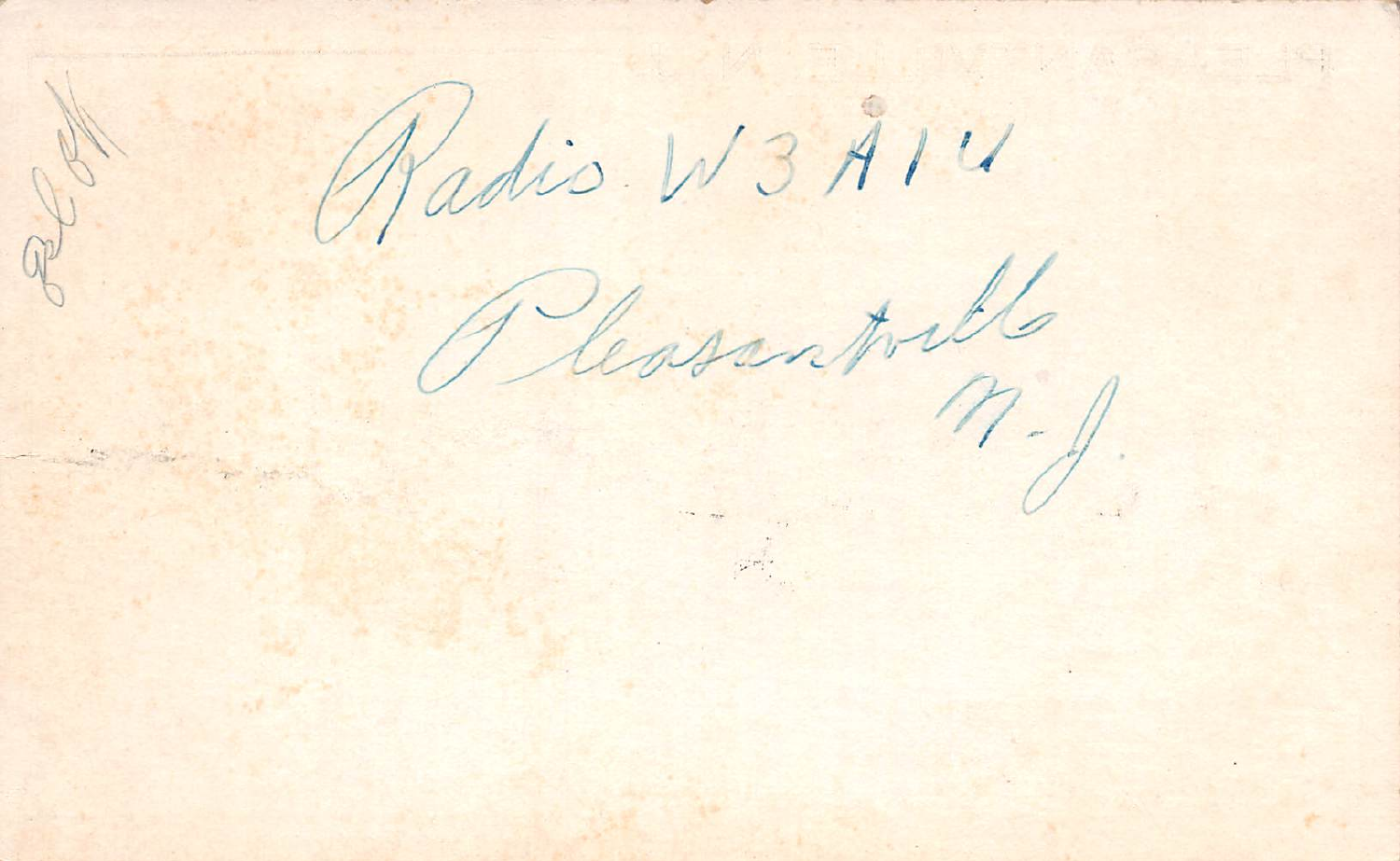Radio W3AIU

Pleasantville

N.J.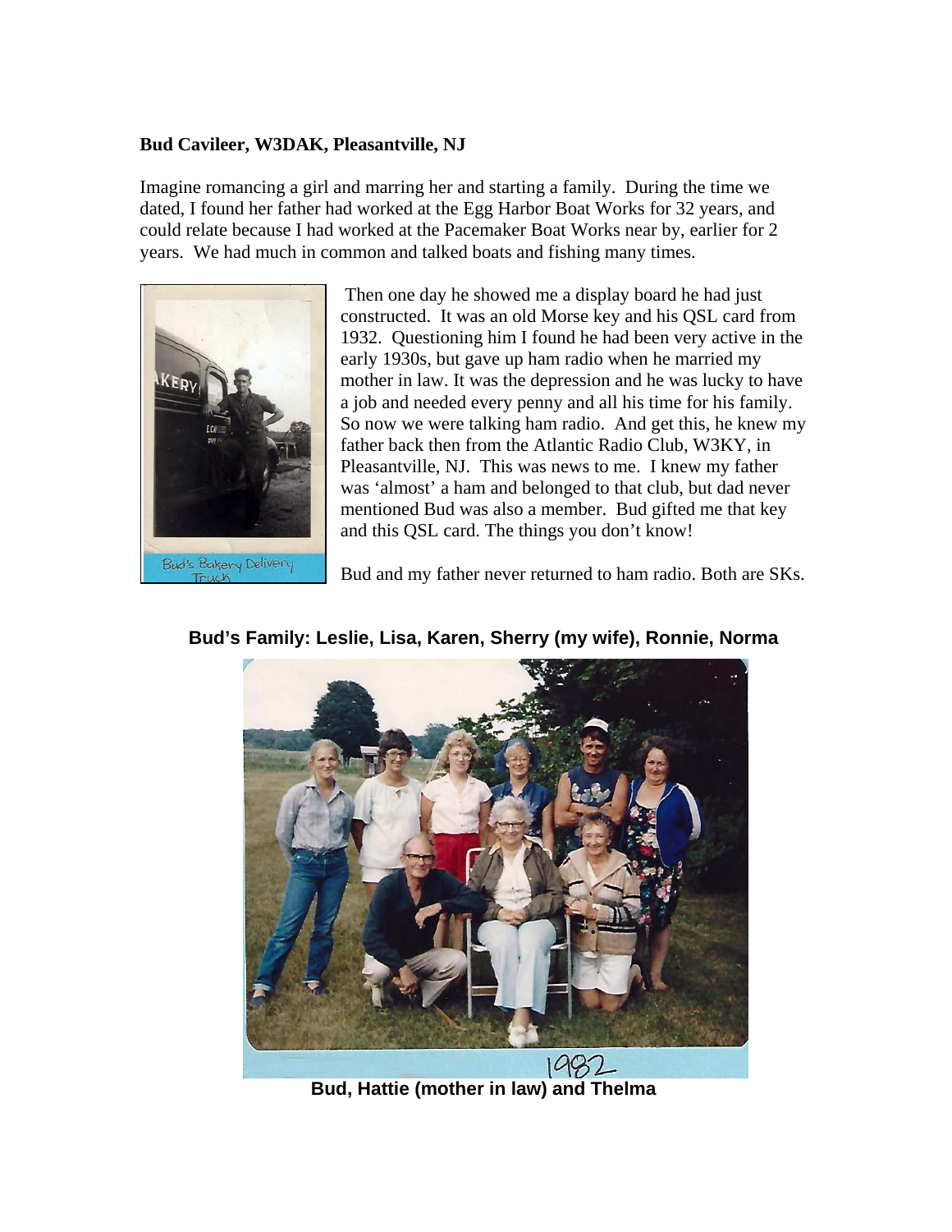**Bud Cavileer, W3DAK, Pleasantville, NJ**

Imagine romancing a girl and marring her and starting a family. During the time we dated, I found her father had worked at the Egg Harbor Boat Works for 32 years, and could relate because I had worked at the Pacemaker Boat Works near by, earlier for 2 years. We had much in common and talked boats and fishing many times.

Bud's Bakery Delivery Truck

Then one day he showed me a display board he had just constructed. It was an old Morse key and his QSL card from 1932. Questioning him I found he had been very active in the early 1930s, but gave up ham radio when he married my mother in law. It was the depression and he was lucky to have a job and needed every penny and all his time for his family. So now we were talking ham radio. And get this, he knew my father back then from the Atlantic Radio Club, W3KY, in Pleasantville, NJ. This was news to me. I knew my father was 'almost' a ham and belonged to that club, but dad never mentioned Bud was also a member. Bud gifted me that key and this QSL card. The things you don't know!

Bud and my father never returned to ham radio. Both are SKs.

**Bud's Family: Leslie, Lisa, Karen, Sherry (my wife), Ronnie, Norma**

1982

**Bud, Hattie (mother in law) and Thelma**